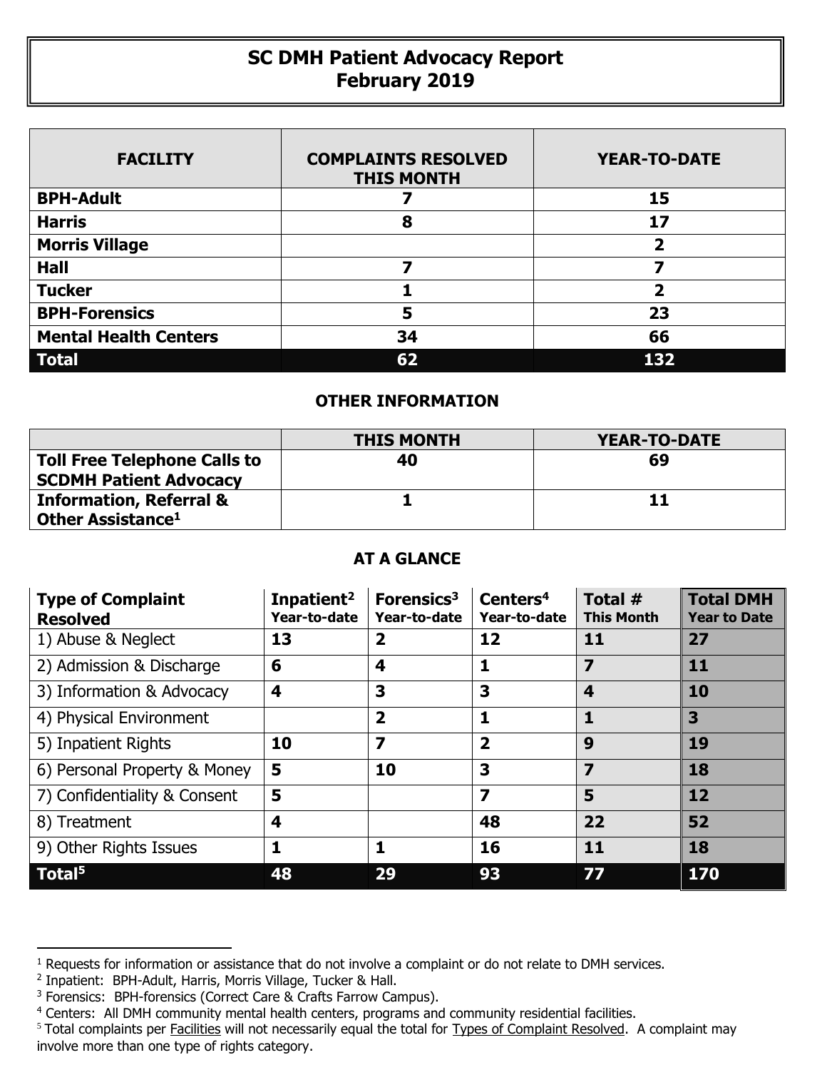# SC DMH Patient Advocacy Report
# February 2019

| FACILITY | COMPLAINTS RESOLVED THIS MONTH | YEAR-TO-DATE |
|---|---|---|
| **BPH-Adult** | 7 | 15 |
| **Harris** | 8 | 17 |
| **Morris Village** | | 2 |
| **Hall** | 7 | 7 |
| **Tucker** | 1 | 2 |
| **BPH-Forensics** | 5 | 23 |
| **Mental Health Centers** | 34 | 66 |
| **Total** | **62** | **132** |

## OTHER INFORMATION

| | THIS MONTH | YEAR-TO-DATE |
|---|---|---|
| **Toll Free Telephone Calls to SCDMH Patient Advocacy** | 40 | 69 |
| **Information, Referral & Other Assistance**[1] | 1 | 11 |

## AT A GLANCE

| Type of Complaint Resolved | Inpatient[2] Year-to-date | Forensics[3] Year-to-date | Centers[4] Year-to-date | Total # This Month | Total DMH Year to Date |
|---|---|---|---|---|---|
| 1) Abuse & Neglect | 13 | 2 | 12 | 11 | 27 |
| 2) Admission & Discharge | 6 | 4 | 1 | 7 | 11 |
| 3) Information & Advocacy | 4 | 3 | 3 | 4 | 10 |
| 4) Physical Environment | | 2 | 1 | 1 | 3 |
| 5) Inpatient Rights | 10 | 7 | 2 | 9 | 19 |
| 6) Personal Property & Money | 5 | 10 | 3 | 7 | 18 |
| 7) Confidentiality & Consent | 5 | | 7 | 5 | 12 |
| 8) Treatment | 4 | | 48 | 22 | 52 |
| 9) Other Rights Issues | 1 | 1 | 16 | 11 | 18 |
| **Total**[5] | **48** | **29** | **93** | **77** | **170** |

[1] Requests for information or assistance that do not involve a complaint or do not relate to DMH services.
[2] Inpatient: BPH-Adult, Harris, Morris Village, Tucker & Hall.
[3] Forensics: BPH-forensics (Correct Care & Crafts Farrow Campus).
[4] Centers: All DMH community mental health centers, programs and community residential facilities.
[5] Total complaints per Facilities will not necessarily equal the total for Types of Complaint Resolved. A complaint may involve more than one type of rights category.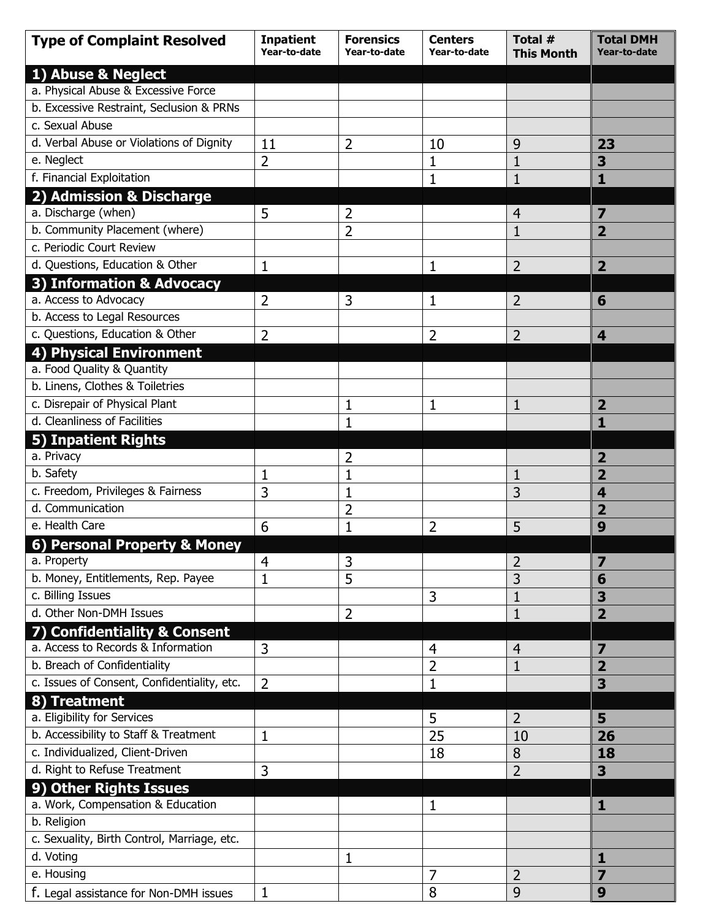| Type of Complaint Resolved | Inpatient Year-to-date | Forensics Year-to-date | Centers Year-to-date | Total # This Month | Total DMH Year-to-date |
|---|---|---|---|---|---|
| **1) Abuse & Neglect** | | | | | |
| a. Physical Abuse & Excessive Force | | | | | |
| b. Excessive Restraint, Seclusion & PRNs | | | | | |
| c. Sexual Abuse | | | | | |
| d. Verbal Abuse or Violations of Dignity | 11 | 2 | 10 | 9 | **23** |
| e. Neglect | 2 | | 1 | 1 | **3** |
| f. Financial Exploitation | | | 1 | 1 | **1** |
| **2) Admission & Discharge** | | | | | |
| a. Discharge (when) | 5 | 2 | | 4 | **7** |
| b. Community Placement (where) | | 2 | | 1 | **2** |
| c. Periodic Court Review | | | | | |
| d. Questions, Education & Other | 1 | | 1 | 2 | **2** |
| **3) Information & Advocacy** | | | | | |
| a. Access to Advocacy | 2 | 3 | 1 | 2 | **6** |
| b. Access to Legal Resources | | | | | |
| c. Questions, Education & Other | 2 | | 2 | 2 | **4** |
| **4) Physical Environment** | | | | | |
| a. Food Quality & Quantity | | | | | |
| b. Linens, Clothes & Toiletries | | | | | |
| c. Disrepair of Physical Plant | | 1 | 1 | 1 | **2** |
| d. Cleanliness of Facilities | | 1 | | | **1** |
| **5) Inpatient Rights** | | | | | |
| a. Privacy | | 2 | | | **2** |
| b. Safety | 1 | 1 | | 1 | **2** |
| c. Freedom, Privileges & Fairness | 3 | 1 | | 3 | **4** |
| d. Communication | | 2 | | | **2** |
| e. Health Care | 6 | 1 | 2 | 5 | **9** |
| **6) Personal Property & Money** | | | | | |
| a. Property | 4 | 3 | | 2 | **7** |
| b. Money, Entitlements, Rep. Payee | 1 | 5 | | 3 | **6** |
| c. Billing Issues | | | 3 | 1 | **3** |
| d. Other Non-DMH Issues | | 2 | | 1 | **2** |
| **7) Confidentiality & Consent** | | | | | |
| a. Access to Records & Information | 3 | | 4 | 4 | **7** |
| b. Breach of Confidentiality | | | 2 | 1 | **2** |
| c. Issues of Consent, Confidentiality, etc. | 2 | | 1 | | **3** |
| **8) Treatment** | | | | | |
| a. Eligibility for Services | | | 5 | 2 | **5** |
| b. Accessibility to Staff & Treatment | 1 | | 25 | 10 | **26** |
| c. Individualized, Client-Driven | | | 18 | 8 | **18** |
| d. Right to Refuse Treatment | 3 | | | 2 | **3** |
| **9) Other Rights Issues** | | | | | |
| a. Work, Compensation & Education | | | 1 | | **1** |
| b. Religion | | | | | |
| c. Sexuality, Birth Control, Marriage, etc. | | | | | |
| d. Voting | | 1 | | | **1** |
| e. Housing | | | 7 | 2 | **7** |
| f. Legal assistance for Non-DMH issues | 1 | | 8 | 9 | **9** |